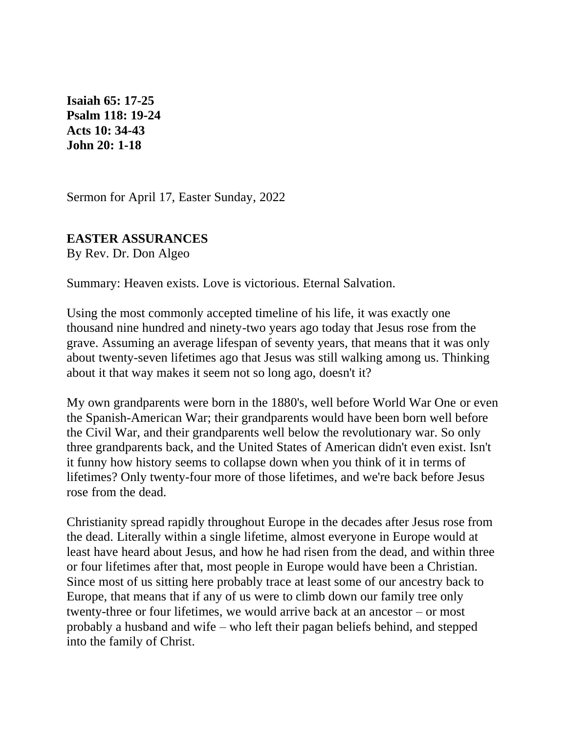**Isaiah 65: 17-25**
**Psalm 118: 19-24**
**Acts 10: 34-43**
**John 20: 1-18**

Sermon for April 17, Easter Sunday, 2022

**EASTER ASSURANCES**
By Rev. Dr. Don Algeo

Summary: Heaven exists. Love is victorious. Eternal Salvation.

Using the most commonly accepted timeline of his life, it was exactly one thousand nine hundred and ninety-two years ago today that Jesus rose from the grave. Assuming an average lifespan of seventy years, that means that it was only about twenty-seven lifetimes ago that Jesus was still walking among us. Thinking about it that way makes it seem not so long ago, doesn't it?

My own grandparents were born in the 1880's, well before World War One or even the Spanish-American War; their grandparents would have been born well before the Civil War, and their grandparents well below the revolutionary war. So only three grandparents back, and the United States of American didn't even exist. Isn't it funny how history seems to collapse down when you think of it in terms of lifetimes? Only twenty-four more of those lifetimes, and we're back before Jesus rose from the dead.

Christianity spread rapidly throughout Europe in the decades after Jesus rose from the dead. Literally within a single lifetime, almost everyone in Europe would at least have heard about Jesus, and how he had risen from the dead, and within three or four lifetimes after that, most people in Europe would have been a Christian. Since most of us sitting here probably trace at least some of our ancestry back to Europe, that means that if any of us were to climb down our family tree only twenty-three or four lifetimes, we would arrive back at an ancestor – or most probably a husband and wife – who left their pagan beliefs behind, and stepped into the family of Christ.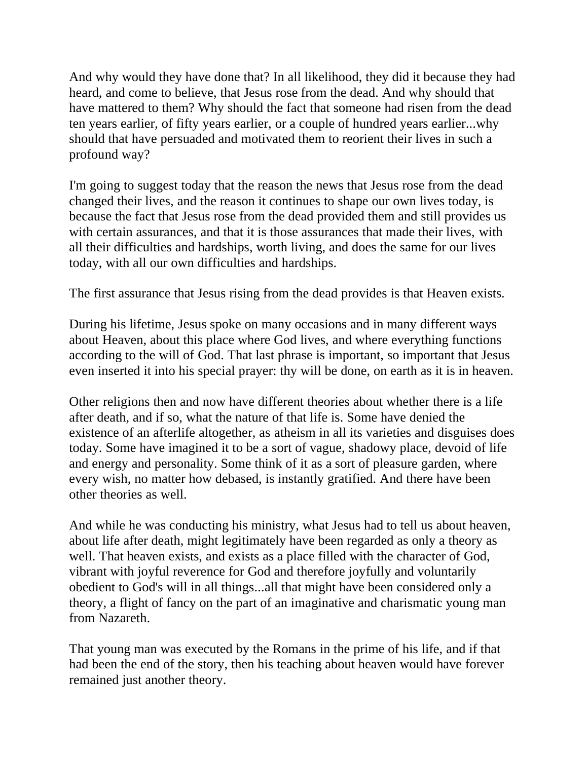And why would they have done that? In all likelihood, they did it because they had heard, and come to believe, that Jesus rose from the dead. And why should that have mattered to them? Why should the fact that someone had risen from the dead ten years earlier, of fifty years earlier, or a couple of hundred years earlier...why should that have persuaded and motivated them to reorient their lives in such a profound way?

I'm going to suggest today that the reason the news that Jesus rose from the dead changed their lives, and the reason it continues to shape our own lives today, is because the fact that Jesus rose from the dead provided them and still provides us with certain assurances, and that it is those assurances that made their lives, with all their difficulties and hardships, worth living, and does the same for our lives today, with all our own difficulties and hardships.

The first assurance that Jesus rising from the dead provides is that Heaven exists.

During his lifetime, Jesus spoke on many occasions and in many different ways about Heaven, about this place where God lives, and where everything functions according to the will of God. That last phrase is important, so important that Jesus even inserted it into his special prayer: thy will be done, on earth as it is in heaven.

Other religions then and now have different theories about whether there is a life after death, and if so, what the nature of that life is. Some have denied the existence of an afterlife altogether, as atheism in all its varieties and disguises does today. Some have imagined it to be a sort of vague, shadowy place, devoid of life and energy and personality. Some think of it as a sort of pleasure garden, where every wish, no matter how debased, is instantly gratified. And there have been other theories as well.

And while he was conducting his ministry, what Jesus had to tell us about heaven, about life after death, might legitimately have been regarded as only a theory as well. That heaven exists, and exists as a place filled with the character of God, vibrant with joyful reverence for God and therefore joyfully and voluntarily obedient to God's will in all things...all that might have been considered only a theory, a flight of fancy on the part of an imaginative and charismatic young man from Nazareth.

That young man was executed by the Romans in the prime of his life, and if that had been the end of the story, then his teaching about heaven would have forever remained just another theory.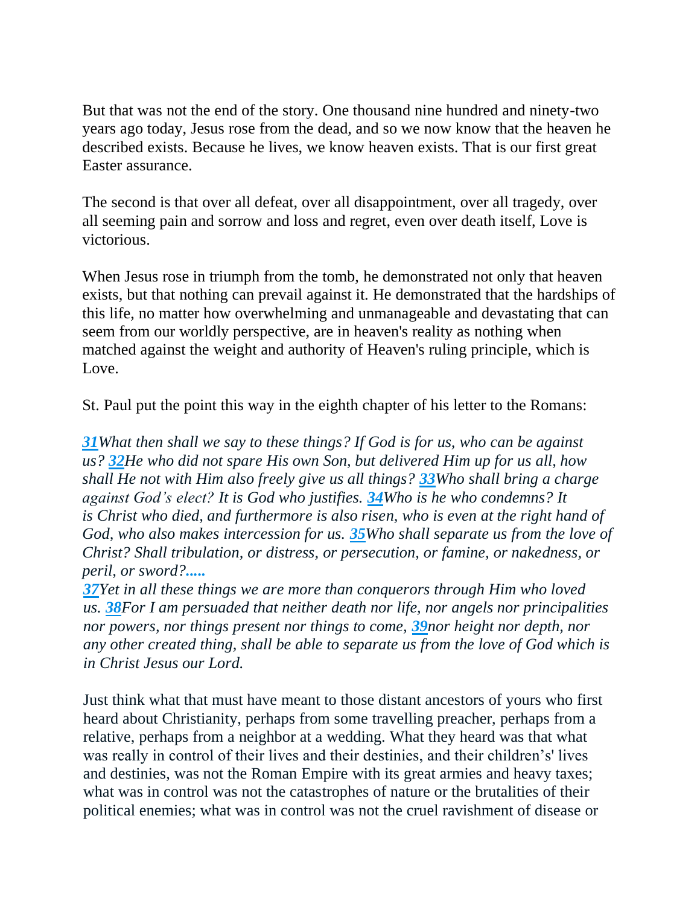But that was not the end of the story. One thousand nine hundred and ninety-two years ago today, Jesus rose from the dead, and so we now know that the heaven he described exists. Because he lives, we know heaven exists. That is our first great Easter assurance.

The second is that over all defeat, over all disappointment, over all tragedy, over all seeming pain and sorrow and loss and regret, even over death itself, Love is victorious.

When Jesus rose in triumph from the tomb, he demonstrated not only that heaven exists, but that nothing can prevail against it. He demonstrated that the hardships of this life, no matter how overwhelming and unmanageable and devastating that can seem from our worldly perspective, are in heaven's reality as nothing when matched against the weight and authority of Heaven's ruling principle, which is Love.

St. Paul put the point this way in the eighth chapter of his letter to the Romans:

*31What then shall we say to these things? If God is for us, who can be against us? 32He who did not spare His own Son, but delivered Him up for us all, how shall He not with Him also freely give us all things? 33Who shall bring a charge against God's elect? It is God who justifies. 34Who is he who condemns? It is Christ who died, and furthermore is also risen, who is even at the right hand of God, who also makes intercession for us. 35Who shall separate us from the love of Christ? Shall tribulation, or distress, or persecution, or famine, or nakedness, or peril, or sword?.....*
*37Yet in all these things we are more than conquerors through Him who loved us. 38For I am persuaded that neither death nor life, nor angels nor principalities nor powers, nor things present nor things to come, 39nor height nor depth, nor any other created thing, shall be able to separate us from the love of God which is in Christ Jesus our Lord.*

Just think what that must have meant to those distant ancestors of yours who first heard about Christianity, perhaps from some travelling preacher, perhaps from a relative, perhaps from a neighbor at a wedding. What they heard was that what was really in control of their lives and their destinies, and their children's' lives and destinies, was not the Roman Empire with its great armies and heavy taxes; what was in control was not the catastrophes of nature or the brutalities of their political enemies; what was in control was not the cruel ravishment of disease or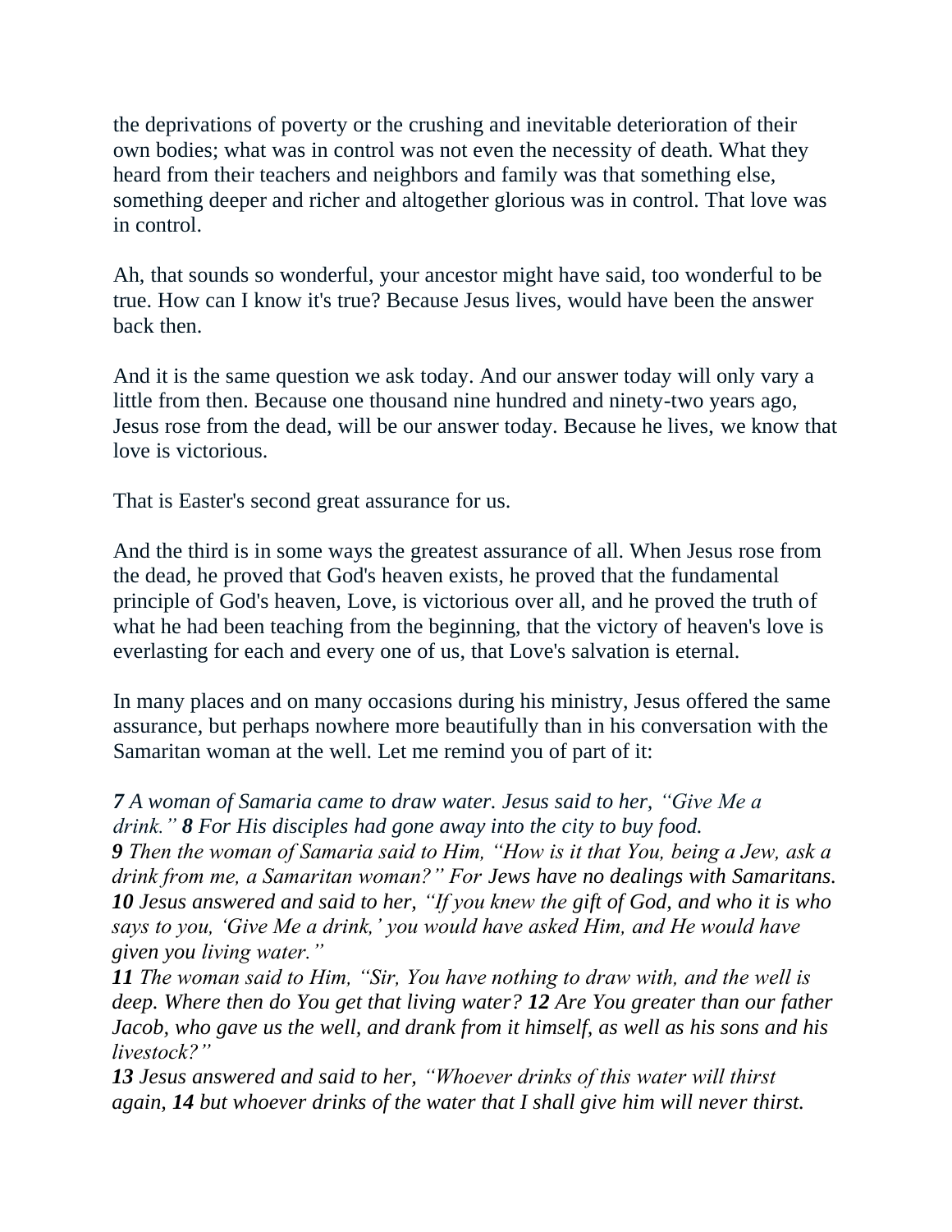the deprivations of poverty or the crushing and inevitable deterioration of their own bodies; what was in control was not even the necessity of death. What they heard from their teachers and neighbors and family was that something else, something deeper and richer and altogether glorious was in control. That love was in control.

Ah, that sounds so wonderful, your ancestor might have said, too wonderful to be true. How can I know it's true? Because Jesus lives, would have been the answer back then.

And it is the same question we ask today. And our answer today will only vary a little from then. Because one thousand nine hundred and ninety-two years ago, Jesus rose from the dead, will be our answer today. Because he lives, we know that love is victorious.

That is Easter's second great assurance for us.

And the third is in some ways the greatest assurance of all. When Jesus rose from the dead, he proved that God's heaven exists, he proved that the fundamental principle of God's heaven, Love, is victorious over all, and he proved the truth of what he had been teaching from the beginning, that the victory of heaven's love is everlasting for each and every one of us, that Love's salvation is eternal.

In many places and on many occasions during his ministry, Jesus offered the same assurance, but perhaps nowhere more beautifully than in his conversation with the Samaritan woman at the well. Let me remind you of part of it:

***7*** *A woman of Samaria came to draw water. Jesus said to her, "Give Me a drink."* ***8*** *For His disciples had gone away into the city to buy food.*
***9*** *Then the woman of Samaria said to Him, "How is it that You, being a Jew, ask a drink from me, a Samaritan woman?" For Jews have no dealings with Samaritans.*
***10*** *Jesus answered and said to her, "If you knew the gift of God, and who it is who says to you, 'Give Me a drink,' you would have asked Him, and He would have given you living water."*
***11*** *The woman said to Him, "Sir, You have nothing to draw with, and the well is deep. Where then do You get that living water?* ***12*** *Are You greater than our father Jacob, who gave us the well, and drank from it himself, as well as his sons and his livestock?"*
***13*** *Jesus answered and said to her, "Whoever drinks of this water will thirst again,* ***14*** *but whoever drinks of the water that I shall give him will never thirst.*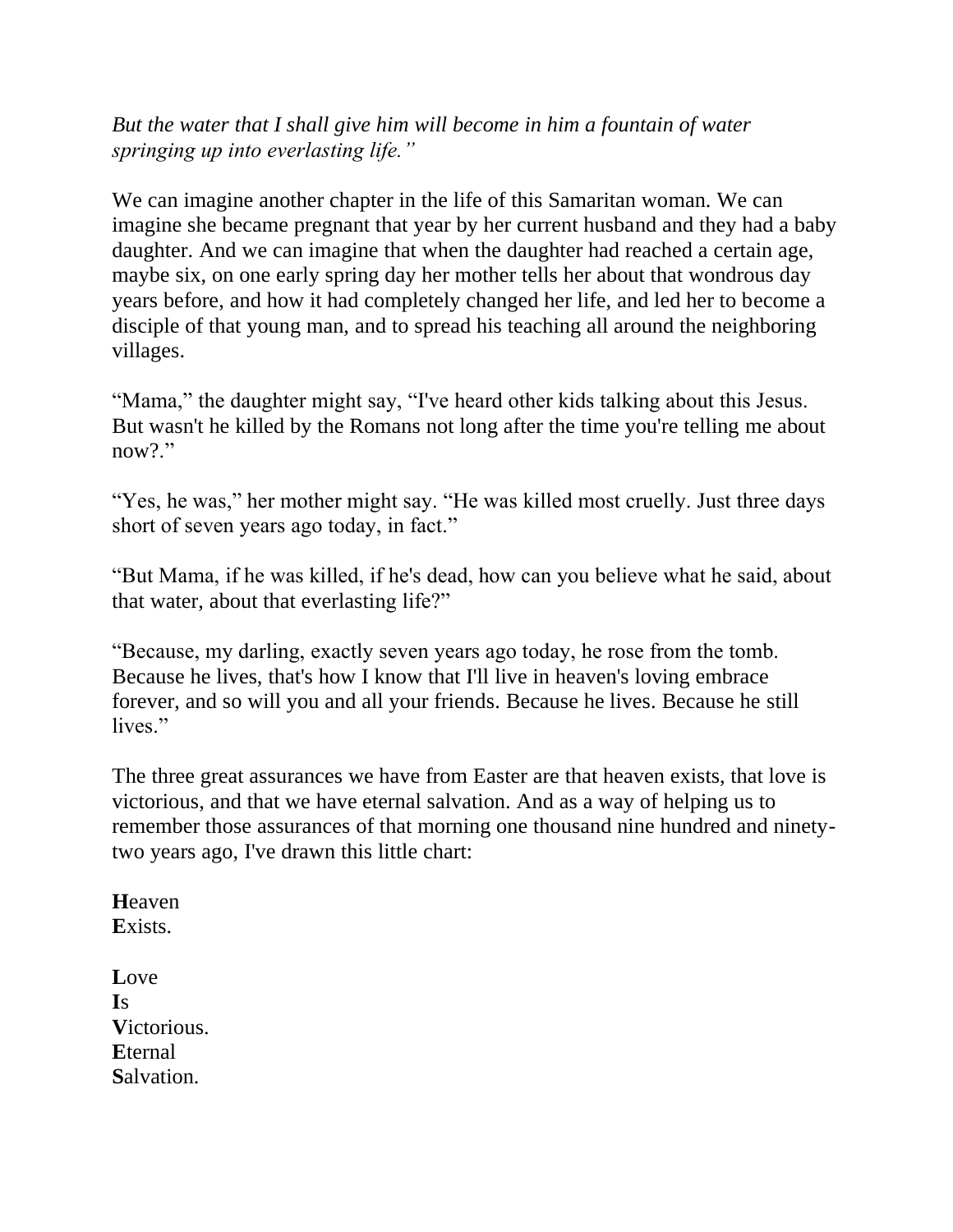*But the water that I shall give him will become in him a fountain of water springing up into everlasting life."*

We can imagine another chapter in the life of this Samaritan woman. We can imagine she became pregnant that year by her current husband and they had a baby daughter. And we can imagine that when the daughter had reached a certain age, maybe six, on one early spring day her mother tells her about that wondrous day years before, and how it had completely changed her life, and led her to become a disciple of that young man, and to spread his teaching all around the neighboring villages.

"Mama," the daughter might say, "I've heard other kids talking about this Jesus. But wasn't he killed by the Romans not long after the time you're telling me about now?."

"Yes, he was," her mother might say. "He was killed most cruelly. Just three days short of seven years ago today, in fact."

"But Mama, if he was killed, if he's dead, how can you believe what he said, about that water, about that everlasting life?"

"Because, my darling, exactly seven years ago today, he rose from the tomb. Because he lives, that's how I know that I'll live in heaven's loving embrace forever, and so will you and all your friends. Because he lives. Because he still lives."

The three great assurances we have from Easter are that heaven exists, that love is victorious, and that we have eternal salvation. And as a way of helping us to remember those assurances of that morning one thousand nine hundred and ninety-two years ago, I've drawn this little chart:

**H**eaven  
**E**xists.

**L**ove  
**I**s  
**V**ictorious.  
**E**ternal  
**S**alvation.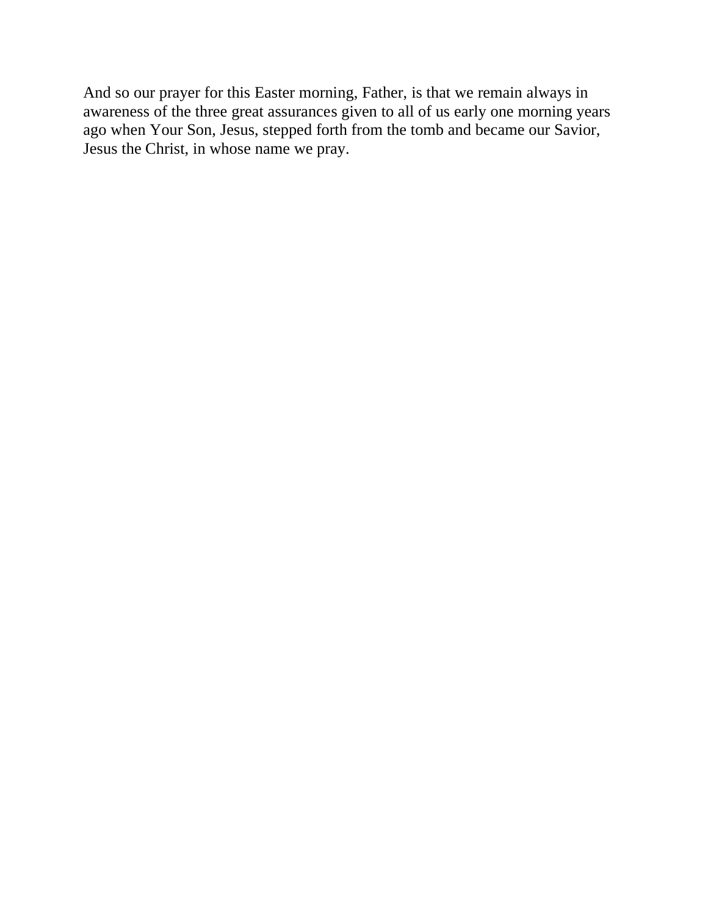And so our prayer for this Easter morning, Father, is that we remain always in awareness of the three great assurances given to all of us early one morning years ago when Your Son, Jesus, stepped forth from the tomb and became our Savior, Jesus the Christ, in whose name we pray.